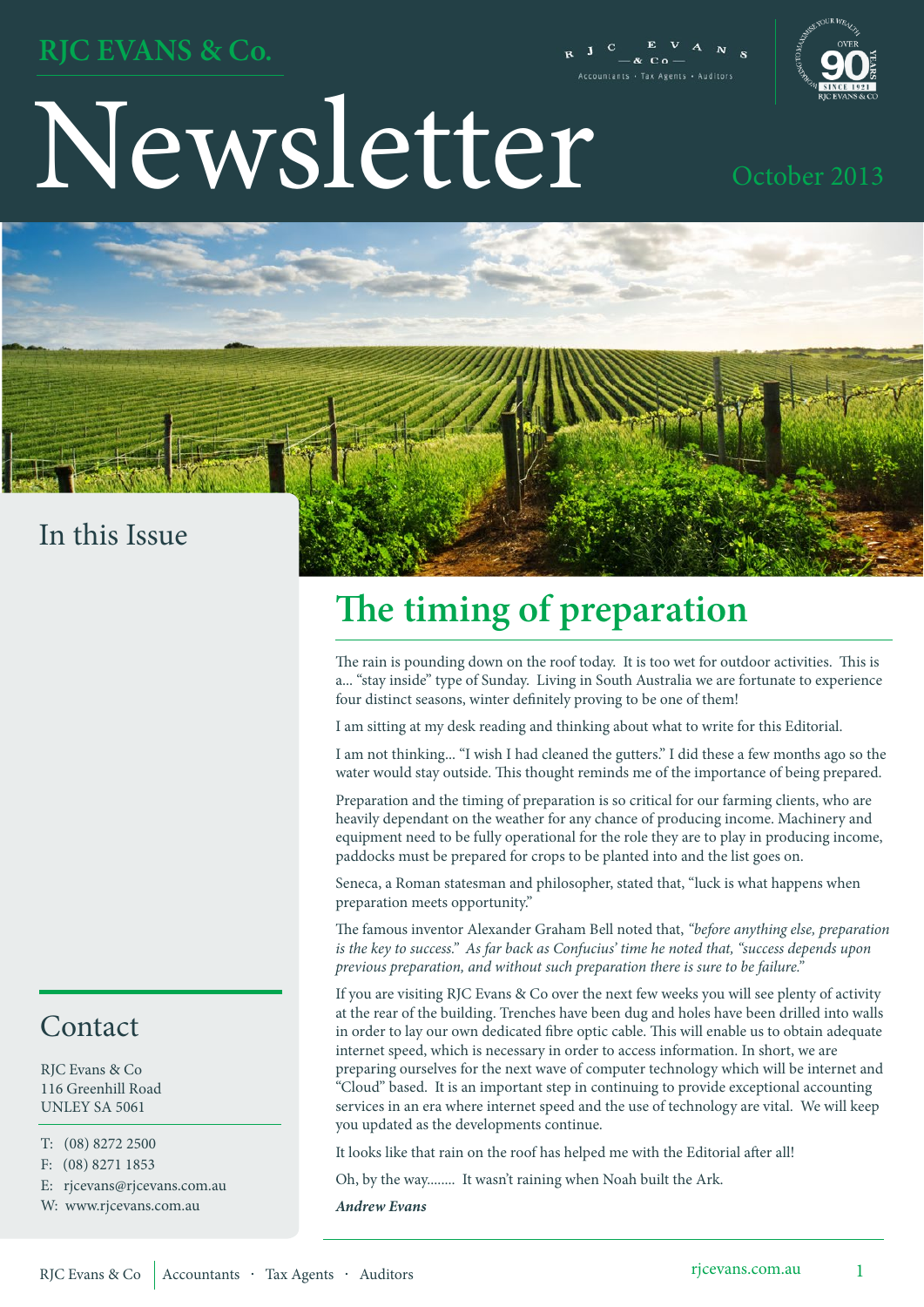RJC EVANS & Co.

# Newsletter

October 2013

## In this Issue

# The timing of preparation

The rain is pounding down on the roof today. It is too wet for outdoor activities. This is a... "stay inside" type of Sunday. Living in South Australia we are fortunate to experience four distinct seasons, winter definitely proving to be one of them!

I am sitting at my desk reading and thinking about what to write for this Editorial.

I am not thinking... "I wish I had cleaned the gutters." I did these a few months ago so the water would stay outside. This thought reminds me of the importance of being prepared.

Preparation and the timing of preparation is so critical for our farming clients, who are heavily dependant on the weather for any chance of producing income. Machinery and equipment need to be fully operational for the role they are to play in producing income, paddocks must be prepared for crops to be planted into and the list goes on.

Seneca, a Roman statesman and philosopher, stated that, "luck is what happens when preparation meets opportunity."

The famous inventor Alexander Graham Bell noted that, *"before anything else, preparation is the key to success." As far back as Confucius' time he noted that, "success depends upon previous preparation, and without such preparation there is sure to be failure."*

If you are visiting RJC Evans & Co over the next few weeks you will see plenty of activity at the rear of the building. Trenches have been dug and holes have been drilled into walls in order to lay our own dedicated fibre optic cable. This will enable us to obtain adequate internet speed, which is necessary in order to access information. In short, we are preparing ourselves for the next wave of computer technology which will be internet and "Cloud" based. It is an important step in continuing to provide exceptional accounting services in an era where internet speed and the use of technology are vital. We will keep you updated as the developments continue.

It looks like that rain on the roof has helped me with the Editorial after all!

Oh, by the way........ It wasn't raining when Noah built the Ark.

***Andrew Evans***

## Contact

RJC Evans & Co
116 Greenhill Road
UNLEY SA 5061

T: (08) 8272 2500
F: (08) 8271 1853
E: rjcevans@rjcevans.com.au
W: www.rjcevans.com.au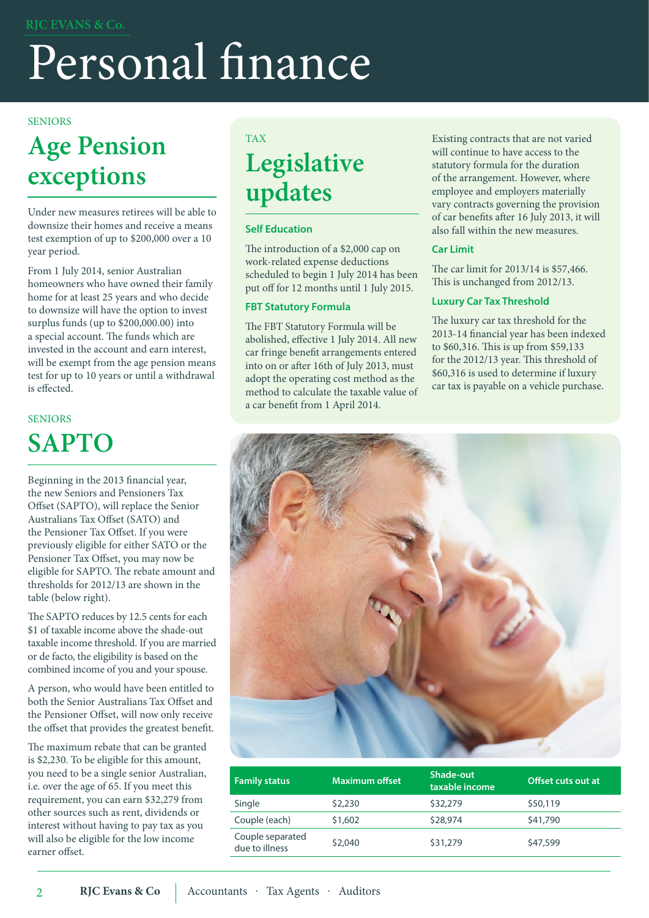# Personal finance

SENIORS

## Age Pension exceptions

Under new measures retirees will be able to downsize their homes and receive a means test exemption of up to $200,000 over a 10 year period.

From 1 July 2014, senior Australian homeowners who have owned their family home for at least 25 years and who decide to downsize will have the option to invest surplus funds (up to $200,000.00) into a special account. The funds which are invested in the account and earn interest, will be exempt from the age pension means test for up to 10 years or until a withdrawal is effected.

SENIORS

## SAPTO

Beginning in the 2013 financial year, the new Seniors and Pensioners Tax Offset (SAPTO), will replace the Senior Australians Tax Offset (SATO) and the Pensioner Tax Offset. If you were previously eligible for either SATO or the Pensioner Tax Offset, you may now be eligible for SAPTO. The rebate amount and thresholds for 2012/13 are shown in the table (below right).

The SAPTO reduces by 12.5 cents for each $1 of taxable income above the shade-out taxable income threshold. If you are married or de facto, the eligibility is based on the combined income of you and your spouse.

A person, who would have been entitled to both the Senior Australians Tax Offset and the Pensioner Offset, will now only receive the offset that provides the greatest benefit.

The maximum rebate that can be granted is $2,230. To be eligible for this amount, you need to be a single senior Australian, i.e. over the age of 65. If you meet this requirement, you can earn $32,279 from other sources such as rent, dividends or interest without having to pay tax as you will also be eligible for the low income earner offset.

TAX

## Legislative updates

### Self Education

The introduction of a $2,000 cap on work-related expense deductions scheduled to begin 1 July 2014 has been put off for 12 months until 1 July 2015.

### FBT Statutory Formula

The FBT Statutory Formula will be abolished, effective 1 July 2014. All new car fringe benefit arrangements entered into on or after 16th of July 2013, must adopt the operating cost method as the method to calculate the taxable value of a car benefit from 1 April 2014.

Existing contracts that are not varied will continue to have access to the statutory formula for the duration of the arrangement. However, where employee and employers materially vary contracts governing the provision of car benefits after 16 July 2013, it will also fall within the new measures.

### Car Limit

The car limit for 2013/14 is $57,466. This is unchanged from 2012/13.

### Luxury Car Tax Threshold

The luxury car tax threshold for the 2013-14 financial year has been indexed to $60,316. This is up from $59,133 for the 2012/13 year. This threshold of $60,316 is used to determine if luxury car tax is payable on a vehicle purchase.

| Family status | Maximum offset | Shade-out taxable income | Offset cuts out at |
|---|---|---|---|
| Single | $2,230 | $32,279 | $50,119 |
| Couple (each) | $1,602 | $28,974 | $41,790 |
| Couple separated due to illness | $2,040 | $31,279 | $47,599 |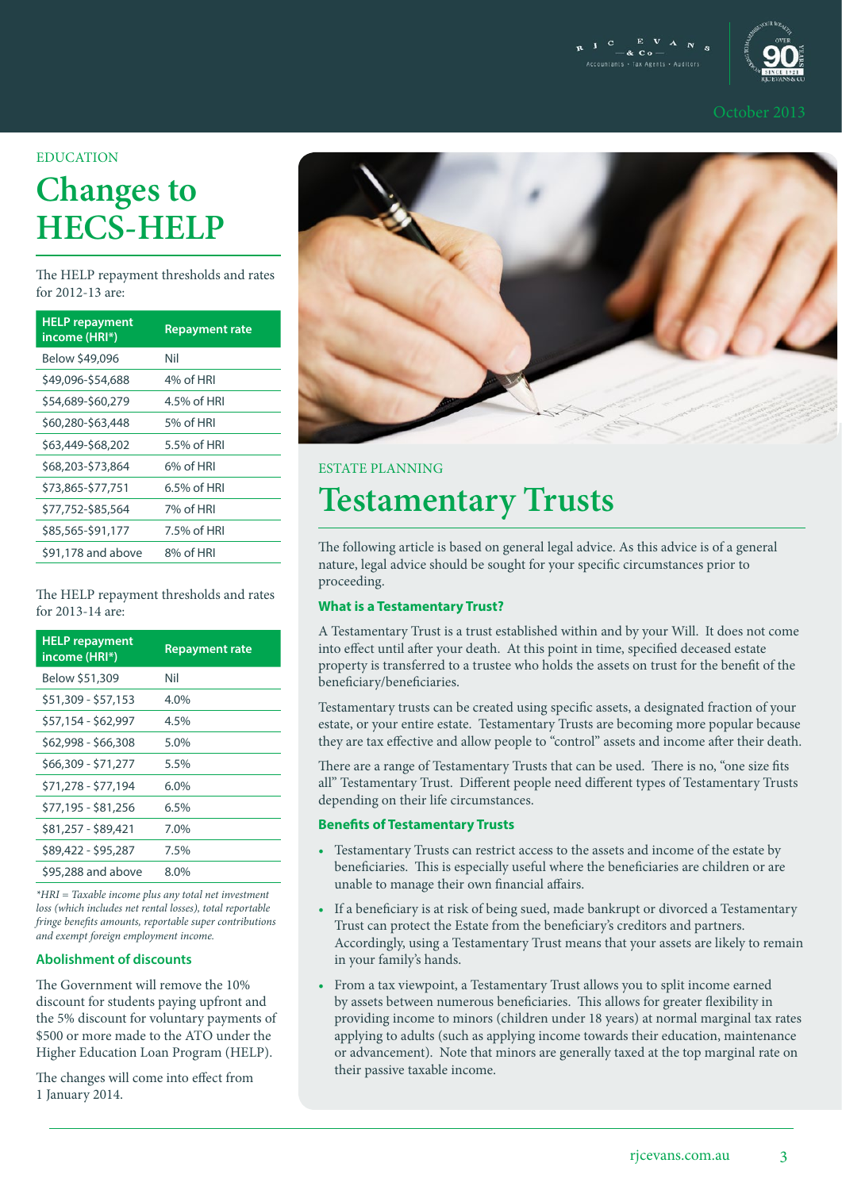EDUCATION

# Changes to HECS-HELP

The HELP repayment thresholds and rates for 2012-13 are:

| HELP repayment income (HRI*) | Repayment rate |
|---|---|
| Below $49,096 | Nil |
| $49,096-$54,688 | 4% of HRI |
| $54,689-$60,279 | 4.5% of HRI |
| $60,280-$63,448 | 5% of HRI |
| $63,449-$68,202 | 5.5% of HRI |
| $68,203-$73,864 | 6% of HRI |
| $73,865-$77,751 | 6.5% of HRI |
| $77,752-$85,564 | 7% of HRI |
| $85,565-$91,177 | 7.5% of HRI |
| $91,178 and above | 8% of HRI |

The HELP repayment thresholds and rates for 2013-14 are:

| HELP repayment income (HRI*) | Repayment rate |
|---|---|
| Below $51,309 | Nil |
| $51,309 - $57,153 | 4.0% |
| $57,154 - $62,997 | 4.5% |
| $62,998 - $66,308 | 5.0% |
| $66,309 - $71,277 | 5.5% |
| $71,278 - $77,194 | 6.0% |
| $77,195 - $81,256 | 6.5% |
| $81,257 - $89,421 | 7.0% |
| $89,422 - $95,287 | 7.5% |
| $95,288 and above | 8.0% |

*\*HRI = Taxable income plus any total net investment loss (which includes net rental losses), total reportable fringe benefits amounts, reportable super contributions and exempt foreign employment income.*

### Abolishment of discounts

The Government will remove the 10% discount for students paying upfront and the 5% discount for voluntary payments of $500 or more made to the ATO under the Higher Education Loan Program (HELP).

The changes will come into effect from 1 January 2014.

ESTATE PLANNING

# Testamentary Trusts

The following article is based on general legal advice. As this advice is of a general nature, legal advice should be sought for your specific circumstances prior to proceeding.

### What is a Testamentary Trust?

A Testamentary Trust is a trust established within and by your Will. It does not come into effect until after your death. At this point in time, specified deceased estate property is transferred to a trustee who holds the assets on trust for the benefit of the beneficiary/beneficiaries.

Testamentary trusts can be created using specific assets, a designated fraction of your estate, or your entire estate. Testamentary Trusts are becoming more popular because they are tax effective and allow people to "control" assets and income after their death.

There are a range of Testamentary Trusts that can be used. There is no, "one size fits all" Testamentary Trust. Different people need different types of Testamentary Trusts depending on their life circumstances.

### Benefits of Testamentary Trusts

- Testamentary Trusts can restrict access to the assets and income of the estate by beneficiaries. This is especially useful where the beneficiaries are children or are unable to manage their own financial affairs.
- If a beneficiary is at risk of being sued, made bankrupt or divorced a Testamentary Trust can protect the Estate from the beneficiary's creditors and partners. Accordingly, using a Testamentary Trust means that your assets are likely to remain in your family's hands.
- From a tax viewpoint, a Testamentary Trust allows you to split income earned by assets between numerous beneficiaries. This allows for greater flexibility in providing income to minors (children under 18 years) at normal marginal tax rates applying to adults (such as applying income towards their education, maintenance or advancement). Note that minors are generally taxed at the top marginal rate on their passive taxable income.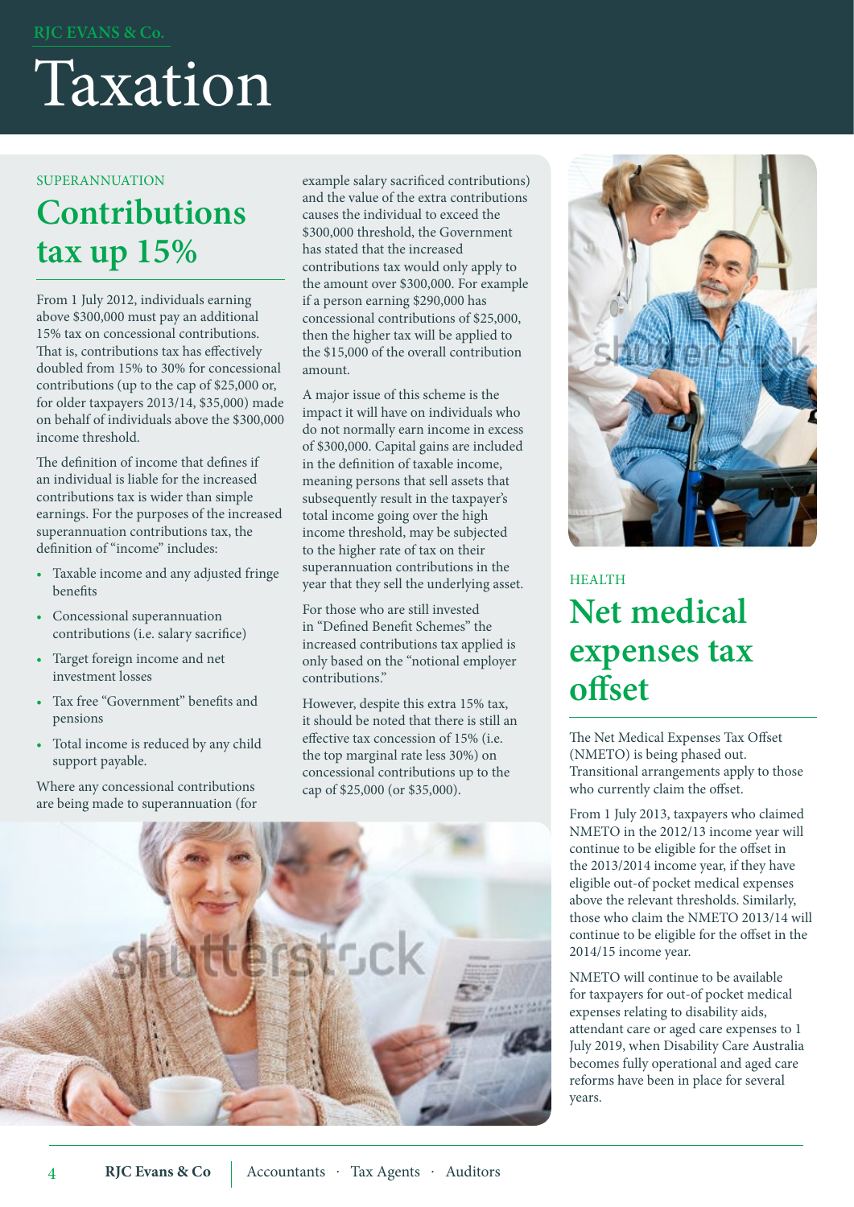# Taxation

SUPERANNUATION

## Contributions tax up 15%

From 1 July 2012, individuals earning above $300,000 must pay an additional 15% tax on concessional contributions. That is, contributions tax has effectively doubled from 15% to 30% for concessional contributions (up to the cap of $25,000 or, for older taxpayers 2013/14, $35,000) made on behalf of individuals above the $300,000 income threshold.

The definition of income that defines if an individual is liable for the increased contributions tax is wider than simple earnings. For the purposes of the increased superannuation contributions tax, the definition of "income" includes:

- Taxable income and any adjusted fringe benefits
- Concessional superannuation contributions (i.e. salary sacrifice)
- Target foreign income and net investment losses
- Tax free "Government" benefits and pensions
- Total income is reduced by any child support payable.

Where any concessional contributions are being made to superannuation (for example salary sacrificed contributions) and the value of the extra contributions causes the individual to exceed the $300,000 threshold, the Government has stated that the increased contributions tax would only apply to the amount over $300,000. For example if a person earning $290,000 has concessional contributions of $25,000, then the higher tax will be applied to the $15,000 of the overall contribution amount.

A major issue of this scheme is the impact it will have on individuals who do not normally earn income in excess of $300,000. Capital gains are included in the definition of taxable income, meaning persons that sell assets that subsequently result in the taxpayer's total income going over the high income threshold, may be subjected to the higher rate of tax on their superannuation contributions in the year that they sell the underlying asset.

For those who are still invested in "Defined Benefit Schemes" the increased contributions tax applied is only based on the "notional employer contributions."

However, despite this extra 15% tax, it should be noted that there is still an effective tax concession of 15% (i.e. the top marginal rate less 30%) on concessional contributions up to the cap of $25,000 (or $35,000).

HEALTH

## Net medical expenses tax offset

The Net Medical Expenses Tax Offset (NMETO) is being phased out. Transitional arrangements apply to those who currently claim the offset.

From 1 July 2013, taxpayers who claimed NMETO in the 2012/13 income year will continue to be eligible for the offset in the 2013/2014 income year, if they have eligible out-of pocket medical expenses above the relevant thresholds. Similarly, those who claim the NMETO 2013/14 will continue to be eligible for the offset in the 2014/15 income year.

NMETO will continue to be available for taxpayers for out-of pocket medical expenses relating to disability aids, attendant care or aged care expenses to 1 July 2019, when Disability Care Australia becomes fully operational and aged care reforms have been in place for several years.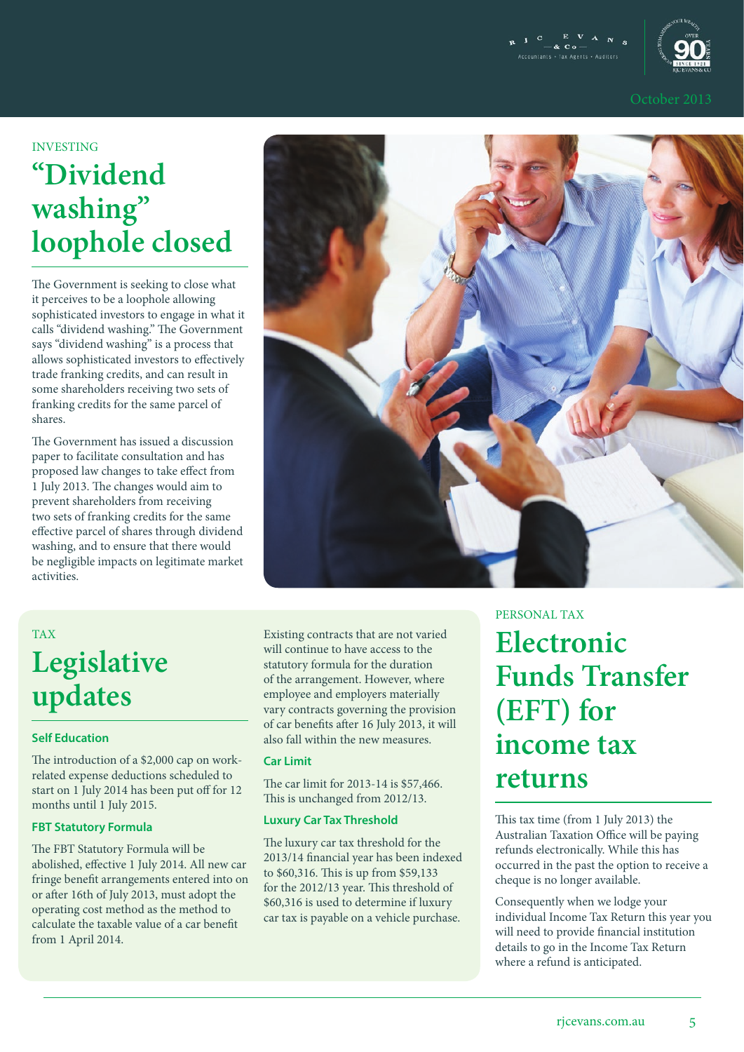INVESTING

# "Dividend washing" loophole closed

The Government is seeking to close what it perceives to be a loophole allowing sophisticated investors to engage in what it calls "dividend washing." The Government says "dividend washing" is a process that allows sophisticated investors to effectively trade franking credits, and can result in some shareholders receiving two sets of franking credits for the same parcel of shares.

The Government has issued a discussion paper to facilitate consultation and has proposed law changes to take effect from 1 July 2013. The changes would aim to prevent shareholders from receiving two sets of franking credits for the same effective parcel of shares through dividend washing, and to ensure that there would be negligible impacts on legitimate market activities.

TAX

# Legislative updates

### Self Education

The introduction of a $2,000 cap on work-related expense deductions scheduled to start on 1 July 2014 has been put off for 12 months until 1 July 2015.

### FBT Statutory Formula

The FBT Statutory Formula will be abolished, effective 1 July 2014. All new car fringe benefit arrangements entered into on or after 16th of July 2013, must adopt the operating cost method as the method to calculate the taxable value of a car benefit from 1 April 2014.

Existing contracts that are not varied will continue to have access to the statutory formula for the duration of the arrangement. However, where employee and employers materially vary contracts governing the provision of car benefits after 16 July 2013, it will also fall within the new measures.

### Car Limit

The car limit for 2013-14 is $57,466. This is unchanged from 2012/13.

### Luxury Car Tax Threshold

The luxury car tax threshold for the 2013/14 financial year has been indexed to $60,316. This is up from $59,133 for the 2012/13 year. This threshold of $60,316 is used to determine if luxury car tax is payable on a vehicle purchase.

PERSONAL TAX

# Electronic Funds Transfer (EFT) for income tax returns

This tax time (from 1 July 2013) the Australian Taxation Office will be paying refunds electronically. While this has occurred in the past the option to receive a cheque is no longer available.

Consequently when we lodge your individual Income Tax Return this year you will need to provide financial institution details to go in the Income Tax Return where a refund is anticipated.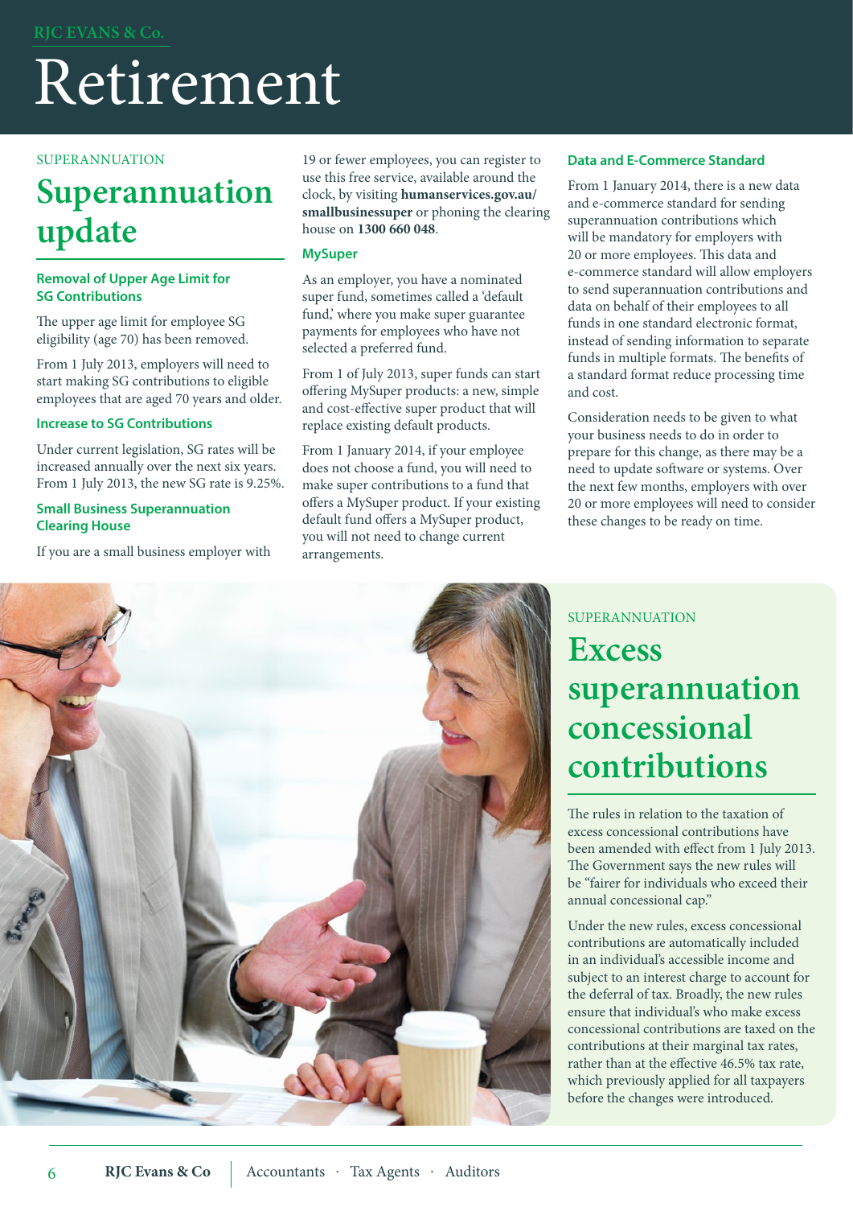# Retirement

SUPERANNUATION

## Superannuation update

### Removal of Upper Age Limit for SG Contributions

The upper age limit for employee SG eligibility (age 70) has been removed.

From 1 July 2013, employers will need to start making SG contributions to eligible employees that are aged 70 years and older.

### Increase to SG Contributions

Under current legislation, SG rates will be increased annually over the next six years. From 1 July 2013, the new SG rate is 9.25%.

### Small Business Superannuation Clearing House

If you are a small business employer with 19 or fewer employees, you can register to use this free service, available around the clock, by visiting **humanservices.gov.au/smallbusinessuper** or phoning the clearing house on **1300 660 048**.

### MySuper

As an employer, you have a nominated super fund, sometimes called a 'default fund,' where you make super guarantee payments for employees who have not selected a preferred fund.

From 1 of July 2013, super funds can start offering MySuper products: a new, simple and cost-effective super product that will replace existing default products.

From 1 January 2014, if your employee does not choose a fund, you will need to make super contributions to a fund that offers a MySuper product. If your existing default fund offers a MySuper product, you will not need to change current arrangements.

### Data and E-Commerce Standard

From 1 January 2014, there is a new data and e-commerce standard for sending superannuation contributions which will be mandatory for employers with 20 or more employees. This data and e-commerce standard will allow employers to send superannuation contributions and data on behalf of their employees to all funds in one standard electronic format, instead of sending information to separate funds in multiple formats. The benefits of a standard format reduce processing time and cost.

Consideration needs to be given to what your business needs to do in order to prepare for this change, as there may be a need to update software or systems. Over the next few months, employers with over 20 or more employees will need to consider these changes to be ready on time.

SUPERANNUATION

## Excess superannuation concessional contributions

The rules in relation to the taxation of excess concessional contributions have been amended with effect from 1 July 2013. The Government says the new rules will be "fairer for individuals who exceed their annual concessional cap."

Under the new rules, excess concessional contributions are automatically included in an individual's accessible income and subject to an interest charge to account for the deferral of tax. Broadly, the new rules ensure that individual's who make excess concessional contributions are taxed on the contributions at their marginal tax rates, rather than at the effective 46.5% tax rate, which previously applied for all taxpayers before the changes were introduced.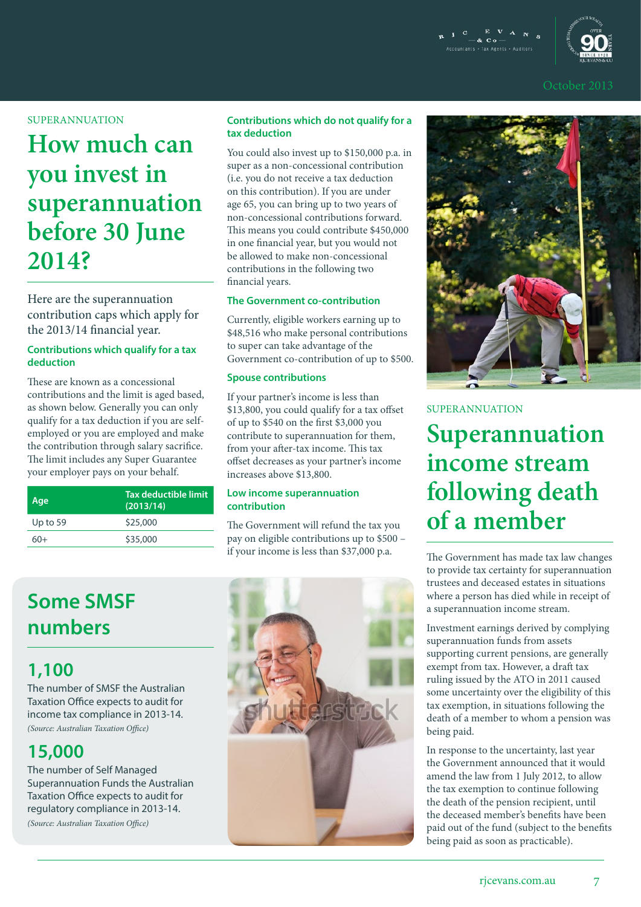SUPERANNUATION

# How much can you invest in superannuation before 30 June 2014?

Here are the superannuation contribution caps which apply for the 2013/14 financial year.

### Contributions which qualify for a tax deduction

These are known as a concessional contributions and the limit is aged based, as shown below. Generally you can only qualify for a tax deduction if you are self-employed or you are employed and make the contribution through salary sacrifice. The limit includes any Super Guarantee your employer pays on your behalf.

| Age | Tax deductible limit (2013/14) |
|---|---|
| Up to 59 | $25,000 |
| 60+ | $35,000 |

### Contributions which do not qualify for a tax deduction

You could also invest up to $150,000 p.a. in super as a non-concessional contribution (i.e. you do not receive a tax deduction on this contribution). If you are under age 65, you can bring up to two years of non-concessional contributions forward. This means you could contribute $450,000 in one financial year, but you would not be allowed to make non-concessional contributions in the following two financial years.

### The Government co-contribution

Currently, eligible workers earning up to $48,516 who make personal contributions to super can take advantage of the Government co-contribution of up to $500.

### Spouse contributions

If your partner's income is less than $13,800, you could qualify for a tax offset of up to $540 on the first $3,000 you contribute to superannuation for them, from your after-tax income. This tax offset decreases as your partner's income increases above $13,800.

### Low income superannuation contribution

The Government will refund the tax you pay on eligible contributions up to $500 – if your income is less than $37,000 p.a.

## Some SMSF numbers

### 1,100

The number of SMSF the Australian Taxation Office expects to audit for income tax compliance in 2013-14.

*(Source: Australian Taxation Office)*

### 15,000

The number of Self Managed Superannuation Funds the Australian Taxation Office expects to audit for regulatory compliance in 2013-14.

*(Source: Australian Taxation Office)*

SUPERANNUATION

# Superannuation income stream following death of a member

The Government has made tax law changes to provide tax certainty for superannuation trustees and deceased estates in situations where a person has died while in receipt of a superannuation income stream.

Investment earnings derived by complying superannuation funds from assets supporting current pensions, are generally exempt from tax. However, a draft tax ruling issued by the ATO in 2011 caused some uncertainty over the eligibility of this tax exemption, in situations following the death of a member to whom a pension was being paid.

In response to the uncertainty, last year the Government announced that it would amend the law from 1 July 2012, to allow the tax exemption to continue following the death of the pension recipient, until the deceased member's benefits have been paid out of the fund (subject to the benefits being paid as soon as practicable).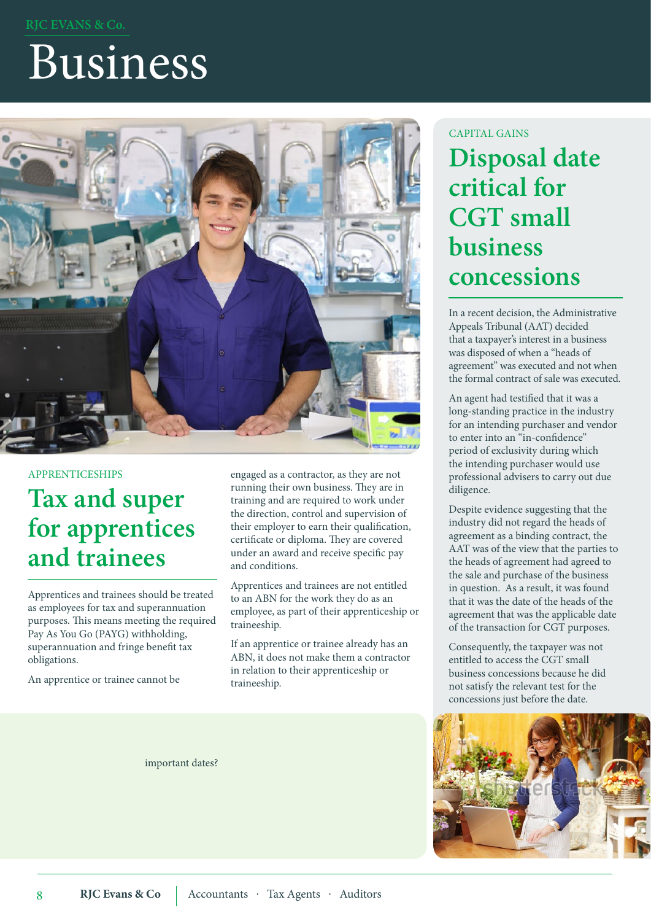# Business

## APPRENTICESHIPS

## Tax and super for apprentices and trainees

Apprentices and trainees should be treated as employees for tax and superannuation purposes. This means meeting the required Pay As You Go (PAYG) withholding, superannuation and fringe benefit tax obligations.

An apprentice or trainee cannot be engaged as a contractor, as they are not running their own business. They are in training and are required to work under the direction, control and supervision of their employer to earn their qualification, certificate or diploma. They are covered under an award and receive specific pay and conditions.

Apprentices and trainees are not entitled to an ABN for the work they do as an employee, as part of their apprenticeship or traineeship.

If an apprentice or trainee already has an ABN, it does not make them a contractor in relation to their apprenticeship or traineeship.

important dates?

## CAPITAL GAINS

## Disposal date critical for CGT small business concessions

In a recent decision, the Administrative Appeals Tribunal (AAT) decided that a taxpayer's interest in a business was disposed of when a "heads of agreement" was executed and not when the formal contract of sale was executed.

An agent had testified that it was a long-standing practice in the industry for an intending purchaser and vendor to enter into an "in-confidence" period of exclusivity during which the intending purchaser would use professional advisers to carry out due diligence.

Despite evidence suggesting that the industry did not regard the heads of agreement as a binding contract, the AAT was of the view that the parties to the heads of agreement had agreed to the sale and purchase of the business in question. As a result, it was found that it was the date of the heads of the agreement that was the applicable date of the transaction for CGT purposes.

Consequently, the taxpayer was not entitled to access the CGT small business concessions because he did not satisfy the relevant test for the concessions just before the date.